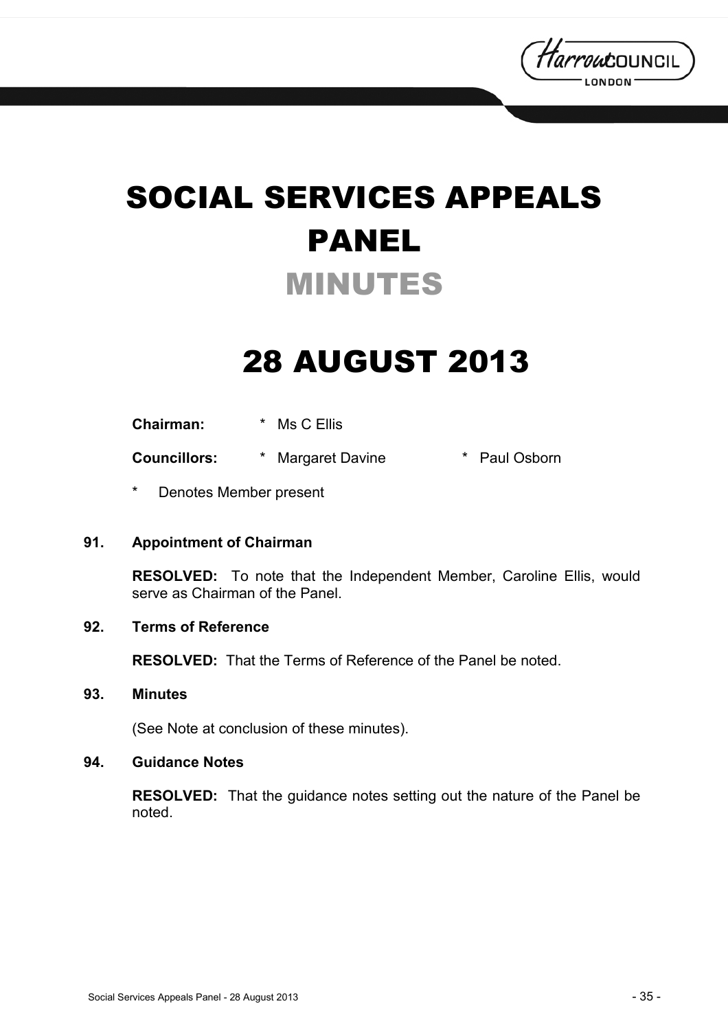# SOCIAL SERVICES APPEALS PANEL

## MINUTES

# 28 AUGUST 2013

**Chairman:** * Ms C Ellis

**Councillors:** * Margaret Davine * Paul Osborn

\* Denotes Member present

### 91. Appointment of Chairman

**RESOLVED:** To note that the Independent Member, Caroline Ellis, would serve as Chairman of the Panel.

### 92. Terms of Reference

**RESOLVED:** That the Terms of Reference of the Panel be noted.

### 93. Minutes

(See Note at conclusion of these minutes).

### 94. Guidance Notes

**RESOLVED:** That the guidance notes setting out the nature of the Panel be noted.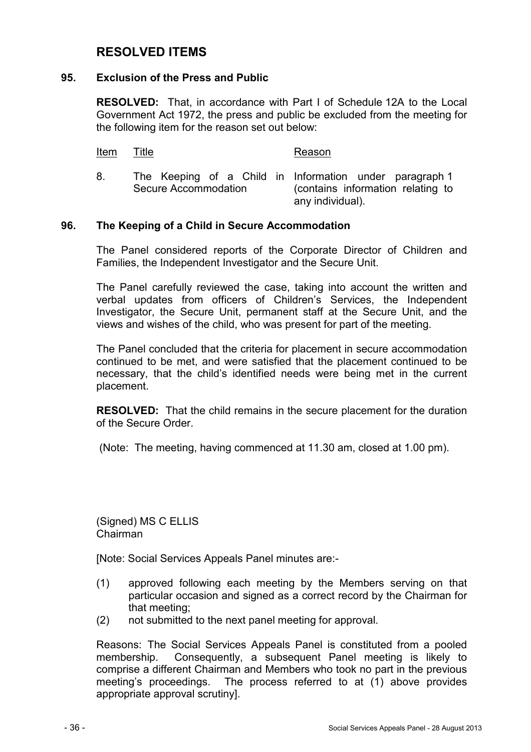## RESOLVED ITEMS

### 95. Exclusion of the Press and Public

**RESOLVED:** That, in accordance with Part I of Schedule 12A to the Local Government Act 1972, the press and public be excluded from the meeting for the following item for the reason set out below:

| Item | Title | Reason |
|---|---|---|
| 8. | The Keeping of a Child in Secure Accommodation | Information under paragraph 1 (contains information relating to any individual). |

### 96. The Keeping of a Child in Secure Accommodation

The Panel considered reports of the Corporate Director of Children and Families, the Independent Investigator and the Secure Unit.

The Panel carefully reviewed the case, taking into account the written and verbal updates from officers of Children's Services, the Independent Investigator, the Secure Unit, permanent staff at the Secure Unit, and the views and wishes of the child, who was present for part of the meeting.

The Panel concluded that the criteria for placement in secure accommodation continued to be met, and were satisfied that the placement continued to be necessary, that the child's identified needs were being met in the current placement.

**RESOLVED:** That the child remains in the secure placement for the duration of the Secure Order.

(Note: The meeting, having commenced at 11.30 am, closed at 1.00 pm).

(Signed) MS C ELLIS
Chairman

[Note: Social Services Appeals Panel minutes are:-

(1) approved following each meeting by the Members serving on that particular occasion and signed as a correct record by the Chairman for that meeting;
(2) not submitted to the next panel meeting for approval.

Reasons: The Social Services Appeals Panel is constituted from a pooled membership. Consequently, a subsequent Panel meeting is likely to comprise a different Chairman and Members who took no part in the previous meeting's proceedings. The process referred to at (1) above provides appropriate approval scrutiny].